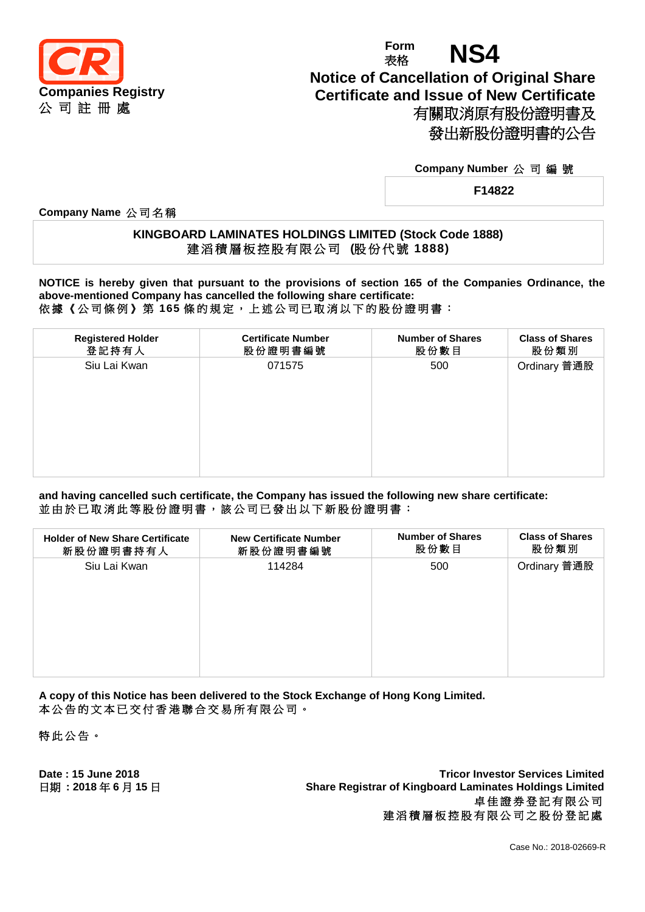**Companies Registry**
**公 司 註 冊 處**

Form 表格 **NS4**

# Notice of Cancellation of Original Share Certificate and Issue of New Certificate
# 有關取消原有股份證明書及發出新股份證明書的公告

**Company Number 公 司 編 號**

**F14822**

**Company Name 公司名稱**

**KINGBOARD LAMINATES HOLDINGS LIMITED (Stock Code 1888)**
**建滔積層板控股有限公司 (股份代號 1888)**

**NOTICE is hereby given that pursuant to the provisions of section 165 of the Companies Ordinance, the above-mentioned Company has cancelled the following share certificate:**
依據《公司條例》第 **165** 條的規定，上述公司已取消以下的股份證明書：

| Registered Holder 登記持有人 | Certificate Number 股份證明書編號 | Number of Shares 股份數目 | Class of Shares 股份類別 |
|---|---|---|---|
| Siu Lai Kwan | 071575 | 500 | Ordinary 普通股 |

**and having cancelled such certificate, the Company has issued the following new share certificate:**
並由於已取消此等股份證明書，該公司已發出以下新股份證明書：

| Holder of New Share Certificate 新股份證明書持有人 | New Certificate Number 新股份證明書編號 | Number of Shares 股份數目 | Class of Shares 股份類別 |
|---|---|---|---|
| Siu Lai Kwan | 114284 | 500 | Ordinary 普通股 |

**A copy of this Notice has been delivered to the Stock Exchange of Hong Kong Limited.**
本公告的文本已交付香港聯合交易所有限公司。

特此公告。

**Date : 15 June 2018**
**日期：2018 年 6 月 15 日**

**Tricor Investor Services Limited**
**Share Registrar of Kingboard Laminates Holdings Limited**
**卓佳證券登記有限公司**
**建滔積層板控股有限公司之股份登記處**

Case No.: 2018-02669-R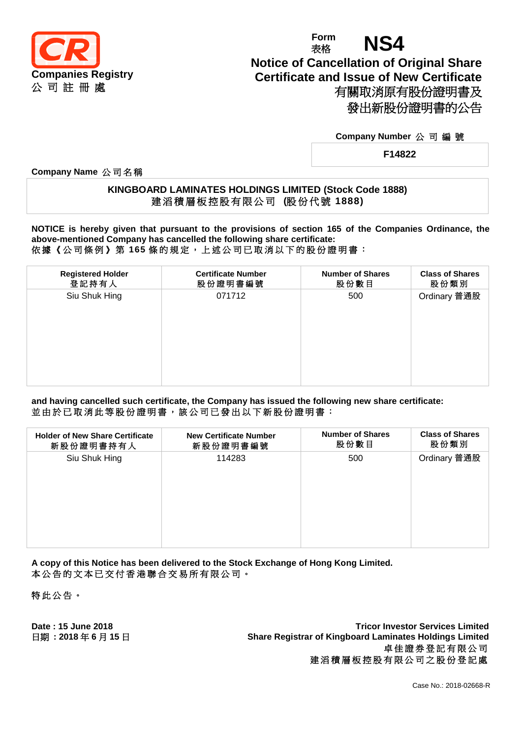Companies Registry
公 司 註 冊 處

Form 表格 **NS4**

# Notice of Cancellation of Original Share Certificate and Issue of New Certificate
# 有關取消原有股份證明書及發出新股份證明書的公告

**Company Number 公 司 編 號**

**F14822**

**Company Name 公司名稱**

**KINGBOARD LAMINATES HOLDINGS LIMITED (Stock Code 1888)**
**建滔積層板控股有限公司 (股份代號 1888)**

**NOTICE is hereby given that pursuant to the provisions of section 165 of the Companies Ordinance, the above-mentioned Company has cancelled the following share certificate:**
依據《公司條例》第 **165** 條的規定，上述公司已取消以下的股份證明書：

| Registered Holder 登記持有人 | Certificate Number 股份證明書編號 | Number of Shares 股份數目 | Class of Shares 股份類別 |
|---|---|---|---|
| Siu Shuk Hing | 071712 | 500 | Ordinary 普通股 |

**and having cancelled such certificate, the Company has issued the following new share certificate:**
並由於已取消此等股份證明書，該公司已發出以下新股份證明書：

| Holder of New Share Certificate 新股份證明書持有人 | New Certificate Number 新股份證明書編號 | Number of Shares 股份數目 | Class of Shares 股份類別 |
|---|---|---|---|
| Siu Shuk Hing | 114283 | 500 | Ordinary 普通股 |

**A copy of this Notice has been delivered to the Stock Exchange of Hong Kong Limited.**
本公告的文本已交付香港聯合交易所有限公司。

特此公告。

**Date : 15 June 2018**
**日期：2018 年 6 月 15 日**

**Tricor Investor Services Limited**
**Share Registrar of Kingboard Laminates Holdings Limited**
**卓佳證券登記有限公司**
**建滔積層板控股有限公司之股份登記處**

Case No.: 2018-02668-R